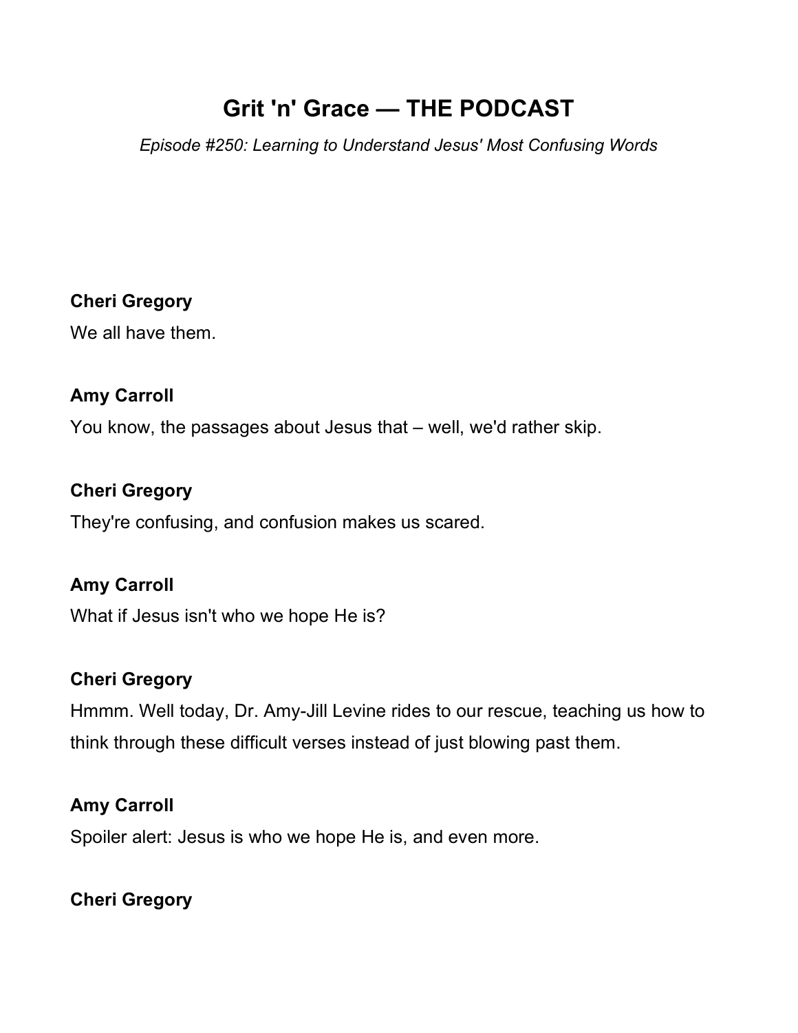# Grit 'n' Grace — THE PODCAST

*Episode #250: Learning to Understand Jesus' Most Confusing Words*

**Cheri Gregory**

We all have them.

**Amy Carroll**

You know, the passages about Jesus that – well, we'd rather skip.

**Cheri Gregory**

They're confusing, and confusion makes us scared.

**Amy Carroll**

What if Jesus isn't who we hope He is?

**Cheri Gregory**

Hmmm. Well today, Dr. Amy-Jill Levine rides to our rescue, teaching us how to think through these difficult verses instead of just blowing past them.

**Amy Carroll**

Spoiler alert: Jesus is who we hope He is, and even more.

**Cheri Gregory**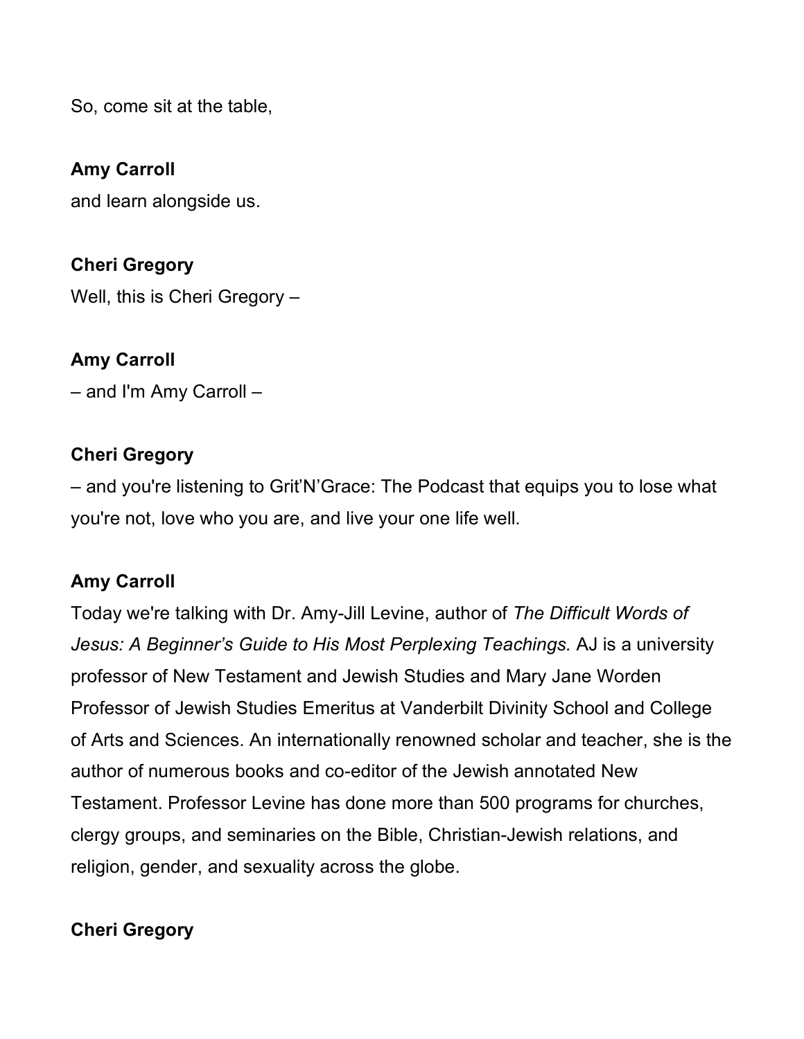So, come sit at the table,

**Amy Carroll**

and learn alongside us.

**Cheri Gregory**

Well, this is Cheri Gregory –

**Amy Carroll**

– and I'm Amy Carroll –

**Cheri Gregory**

– and you're listening to Grit'N'Grace: The Podcast that equips you to lose what you're not, love who you are, and live your one life well.

**Amy Carroll**

Today we're talking with Dr. Amy-Jill Levine, author of *The Difficult Words of Jesus: A Beginner's Guide to His Most Perplexing Teachings.* AJ is a university professor of New Testament and Jewish Studies and Mary Jane Worden Professor of Jewish Studies Emeritus at Vanderbilt Divinity School and College of Arts and Sciences. An internationally renowned scholar and teacher, she is the author of numerous books and co-editor of the Jewish annotated New Testament. Professor Levine has done more than 500 programs for churches, clergy groups, and seminaries on the Bible, Christian-Jewish relations, and religion, gender, and sexuality across the globe.

**Cheri Gregory**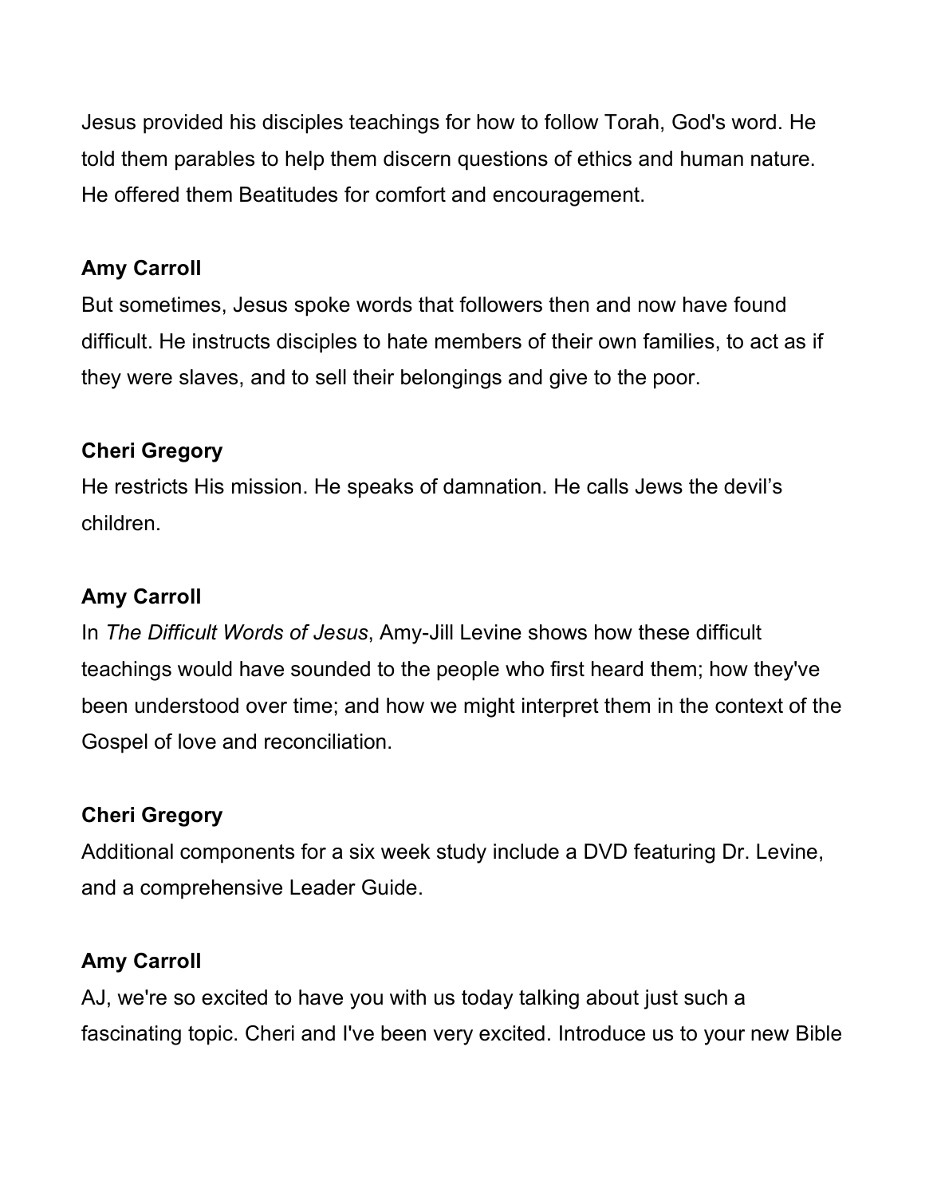Jesus provided his disciples teachings for how to follow Torah, God's word. He told them parables to help them discern questions of ethics and human nature. He offered them Beatitudes for comfort and encouragement.

**Amy Carroll**

But sometimes, Jesus spoke words that followers then and now have found difficult. He instructs disciples to hate members of their own families, to act as if they were slaves, and to sell their belongings and give to the poor.

**Cheri Gregory**

He restricts His mission. He speaks of damnation. He calls Jews the devil's children.

**Amy Carroll**

In *The Difficult Words of Jesus*, Amy-Jill Levine shows how these difficult teachings would have sounded to the people who first heard them; how they've been understood over time; and how we might interpret them in the context of the Gospel of love and reconciliation.

**Cheri Gregory**

Additional components for a six week study include a DVD featuring Dr. Levine, and a comprehensive Leader Guide.

**Amy Carroll**

AJ, we're so excited to have you with us today talking about just such a fascinating topic. Cheri and I've been very excited. Introduce us to your new Bible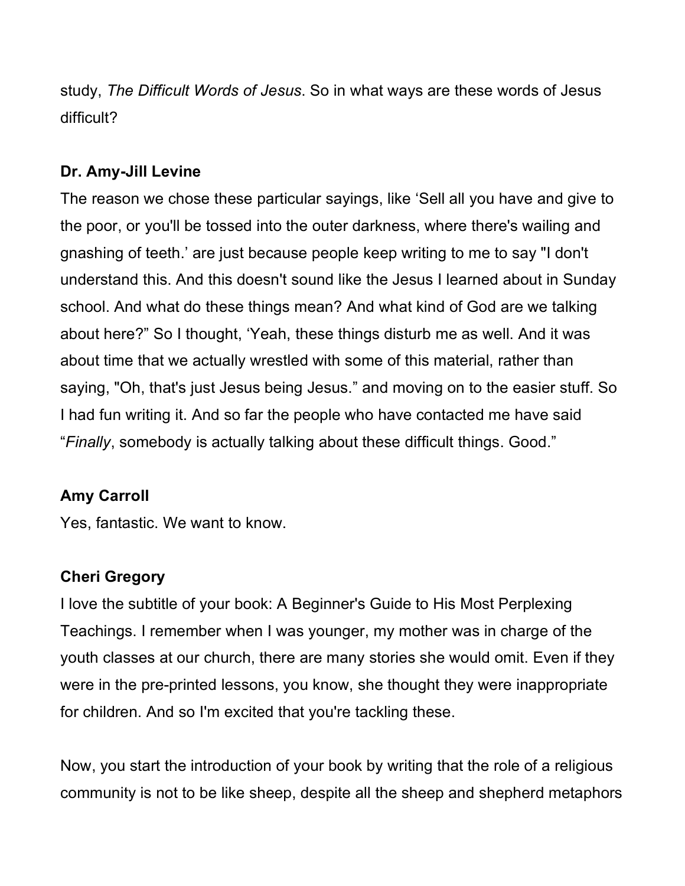study, *The Difficult Words of Jesus*. So in what ways are these words of Jesus difficult?

**Dr. Amy-Jill Levine**

The reason we chose these particular sayings, like 'Sell all you have and give to the poor, or you'll be tossed into the outer darkness, where there's wailing and gnashing of teeth.' are just because people keep writing to me to say "I don't understand this. And this doesn't sound like the Jesus I learned about in Sunday school. And what do these things mean? And what kind of God are we talking about here?" So I thought, 'Yeah, these things disturb me as well. And it was about time that we actually wrestled with some of this material, rather than saying, "Oh, that's just Jesus being Jesus." and moving on to the easier stuff. So I had fun writing it. And so far the people who have contacted me have said "*Finally*, somebody is actually talking about these difficult things. Good."

**Amy Carroll**

Yes, fantastic. We want to know.

**Cheri Gregory**

I love the subtitle of your book: A Beginner's Guide to His Most Perplexing Teachings. I remember when I was younger, my mother was in charge of the youth classes at our church, there are many stories she would omit. Even if they were in the pre-printed lessons, you know, she thought they were inappropriate for children. And so I'm excited that you're tackling these.

Now, you start the introduction of your book by writing that the role of a religious community is not to be like sheep, despite all the sheep and shepherd metaphors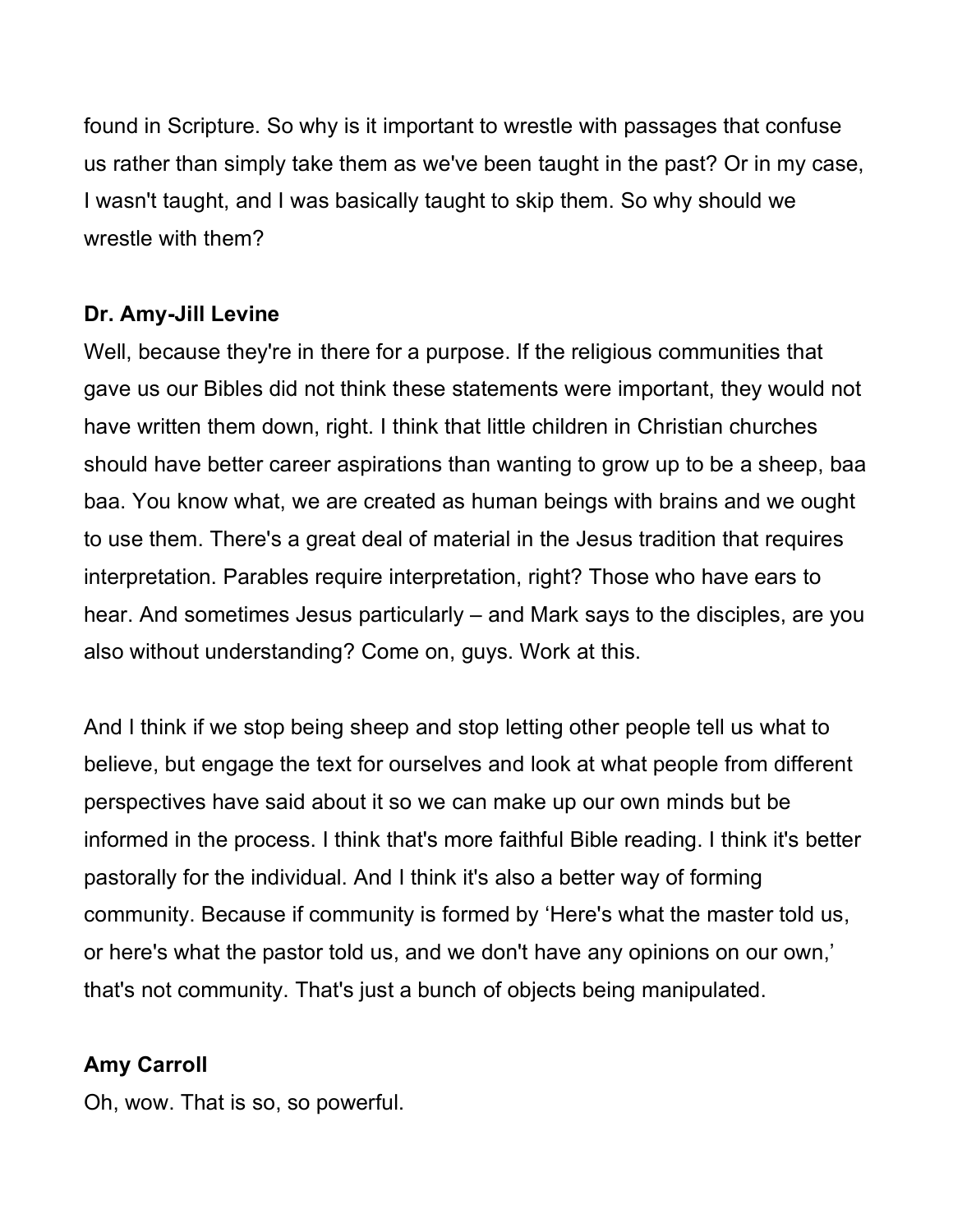found in Scripture. So why is it important to wrestle with passages that confuse us rather than simply take them as we've been taught in the past? Or in my case, I wasn't taught, and I was basically taught to skip them. So why should we wrestle with them?

**Dr. Amy-Jill Levine**

Well, because they're in there for a purpose. If the religious communities that gave us our Bibles did not think these statements were important, they would not have written them down, right. I think that little children in Christian churches should have better career aspirations than wanting to grow up to be a sheep, baa baa. You know what, we are created as human beings with brains and we ought to use them. There's a great deal of material in the Jesus tradition that requires interpretation. Parables require interpretation, right? Those who have ears to hear. And sometimes Jesus particularly – and Mark says to the disciples, are you also without understanding? Come on, guys. Work at this.

And I think if we stop being sheep and stop letting other people tell us what to believe, but engage the text for ourselves and look at what people from different perspectives have said about it so we can make up our own minds but be informed in the process. I think that's more faithful Bible reading. I think it's better pastorally for the individual. And I think it's also a better way of forming community. Because if community is formed by 'Here's what the master told us, or here's what the pastor told us, and we don't have any opinions on our own,' that's not community. That's just a bunch of objects being manipulated.

**Amy Carroll**

Oh, wow. That is so, so powerful.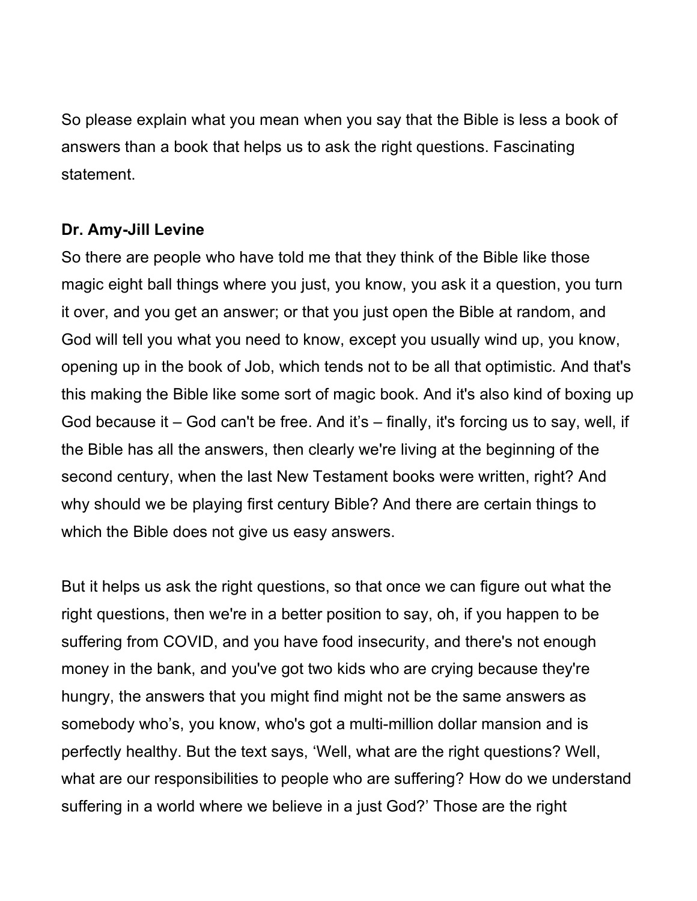So please explain what you mean when you say that the Bible is less a book of answers than a book that helps us to ask the right questions. Fascinating statement.

**Dr. Amy-Jill Levine**

So there are people who have told me that they think of the Bible like those magic eight ball things where you just, you know, you ask it a question, you turn it over, and you get an answer; or that you just open the Bible at random, and God will tell you what you need to know, except you usually wind up, you know, opening up in the book of Job, which tends not to be all that optimistic. And that's this making the Bible like some sort of magic book. And it's also kind of boxing up God because it – God can't be free. And it's – finally, it's forcing us to say, well, if the Bible has all the answers, then clearly we're living at the beginning of the second century, when the last New Testament books were written, right? And why should we be playing first century Bible? And there are certain things to which the Bible does not give us easy answers.

But it helps us ask the right questions, so that once we can figure out what the right questions, then we're in a better position to say, oh, if you happen to be suffering from COVID, and you have food insecurity, and there's not enough money in the bank, and you've got two kids who are crying because they're hungry, the answers that you might find might not be the same answers as somebody who's, you know, who's got a multi-million dollar mansion and is perfectly healthy. But the text says, 'Well, what are the right questions? Well, what are our responsibilities to people who are suffering? How do we understand suffering in a world where we believe in a just God?' Those are the right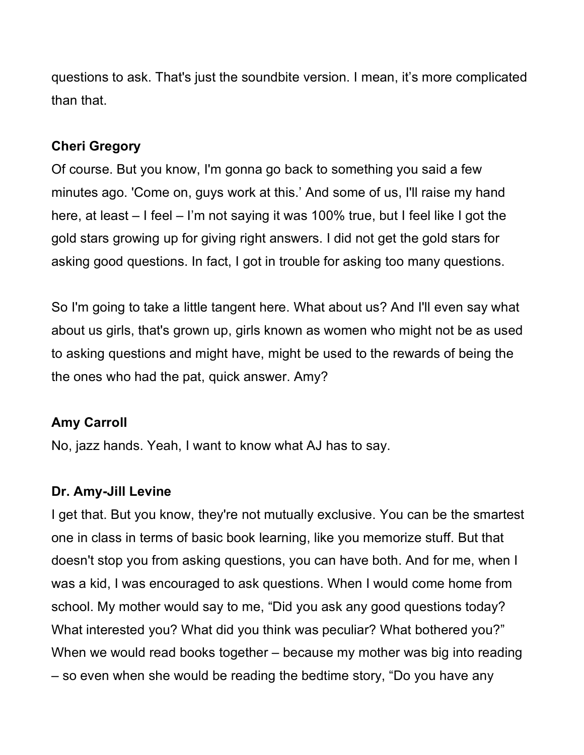questions to ask. That's just the soundbite version. I mean, it's more complicated than that.

**Cheri Gregory**

Of course. But you know, I'm gonna go back to something you said a few minutes ago. 'Come on, guys work at this.' And some of us, I'll raise my hand here, at least – I feel – I'm not saying it was 100% true, but I feel like I got the gold stars growing up for giving right answers. I did not get the gold stars for asking good questions. In fact, I got in trouble for asking too many questions.

So I'm going to take a little tangent here. What about us? And I'll even say what about us girls, that's grown up, girls known as women who might not be as used to asking questions and might have, might be used to the rewards of being the the ones who had the pat, quick answer. Amy?

**Amy Carroll**

No, jazz hands. Yeah, I want to know what AJ has to say.

**Dr. Amy-Jill Levine**

I get that. But you know, they're not mutually exclusive. You can be the smartest one in class in terms of basic book learning, like you memorize stuff. But that doesn't stop you from asking questions, you can have both. And for me, when I was a kid, I was encouraged to ask questions. When I would come home from school. My mother would say to me, "Did you ask any good questions today? What interested you? What did you think was peculiar? What bothered you?" When we would read books together – because my mother was big into reading – so even when she would be reading the bedtime story, "Do you have any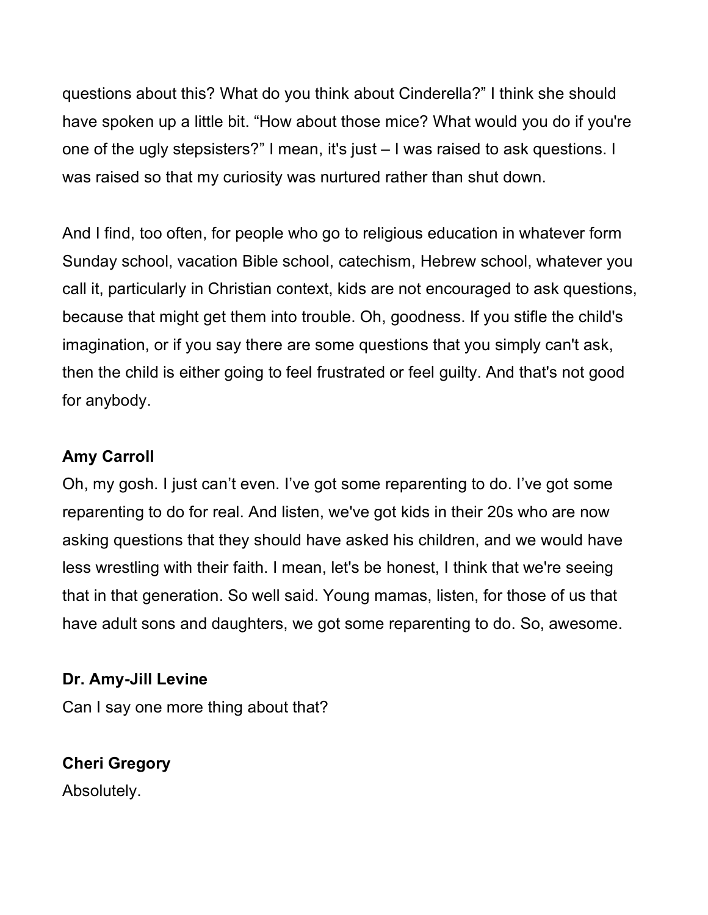questions about this? What do you think about Cinderella?" I think she should have spoken up a little bit. "How about those mice? What would you do if you're one of the ugly stepsisters?" I mean, it's just – I was raised to ask questions. I was raised so that my curiosity was nurtured rather than shut down.

And I find, too often, for people who go to religious education in whatever form Sunday school, vacation Bible school, catechism, Hebrew school, whatever you call it, particularly in Christian context, kids are not encouraged to ask questions, because that might get them into trouble. Oh, goodness. If you stifle the child's imagination, or if you say there are some questions that you simply can't ask, then the child is either going to feel frustrated or feel guilty. And that's not good for anybody.

**Amy Carroll**

Oh, my gosh. I just can't even. I've got some reparenting to do. I've got some reparenting to do for real. And listen, we've got kids in their 20s who are now asking questions that they should have asked his children, and we would have less wrestling with their faith. I mean, let's be honest, I think that we're seeing that in that generation. So well said. Young mamas, listen, for those of us that have adult sons and daughters, we got some reparenting to do. So, awesome.

**Dr. Amy-Jill Levine**

Can I say one more thing about that?

**Cheri Gregory**

Absolutely.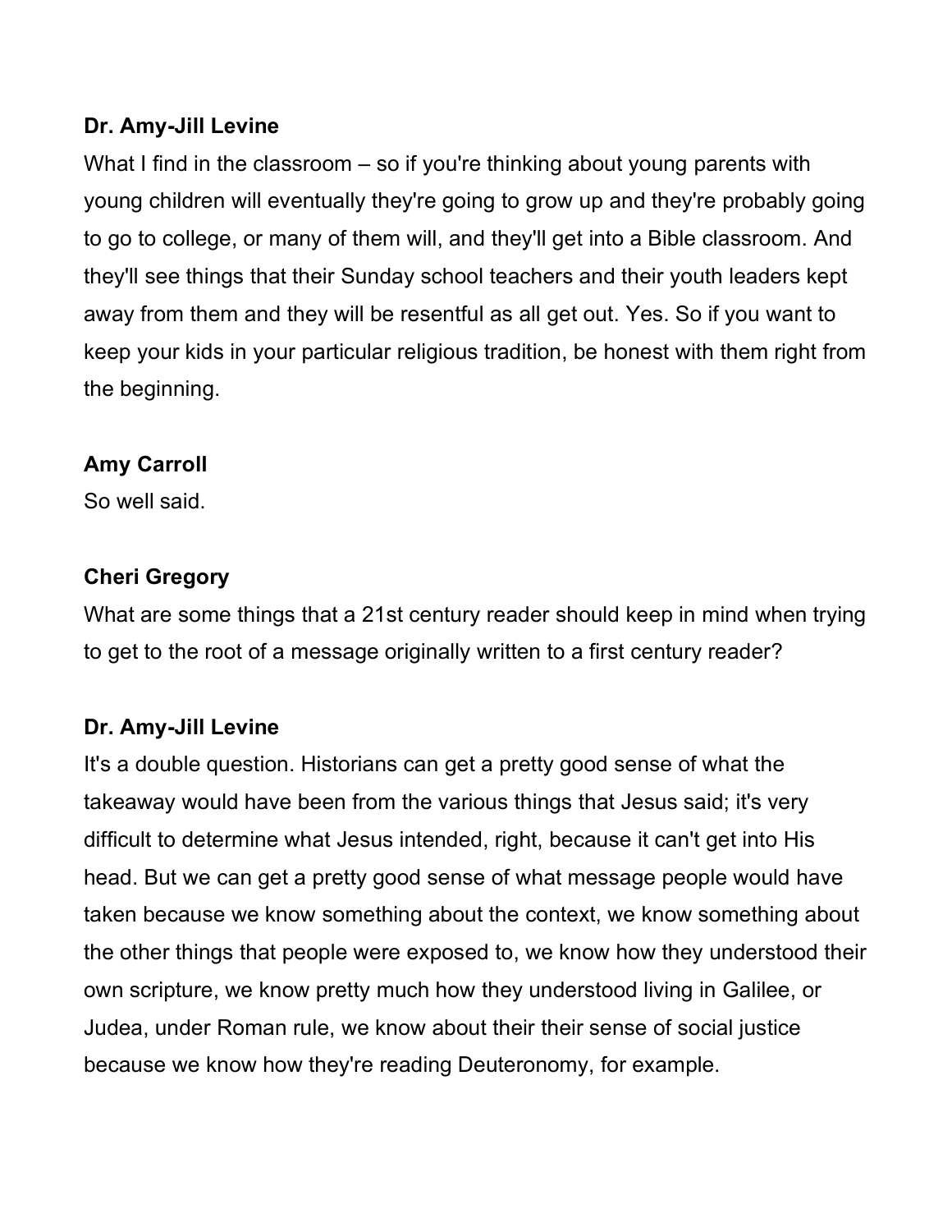**Dr. Amy-Jill Levine**

What I find in the classroom – so if you're thinking about young parents with young children will eventually they're going to grow up and they're probably going to go to college, or many of them will, and they'll get into a Bible classroom. And they'll see things that their Sunday school teachers and their youth leaders kept away from them and they will be resentful as all get out. Yes. So if you want to keep your kids in your particular religious tradition, be honest with them right from the beginning.

**Amy Carroll**

So well said.

**Cheri Gregory**

What are some things that a 21st century reader should keep in mind when trying to get to the root of a message originally written to a first century reader?

**Dr. Amy-Jill Levine**

It's a double question. Historians can get a pretty good sense of what the takeaway would have been from the various things that Jesus said; it's very difficult to determine what Jesus intended, right, because it can't get into His head. But we can get a pretty good sense of what message people would have taken because we know something about the context, we know something about the other things that people were exposed to, we know how they understood their own scripture, we know pretty much how they understood living in Galilee, or Judea, under Roman rule, we know about their their sense of social justice because we know how they're reading Deuteronomy, for example.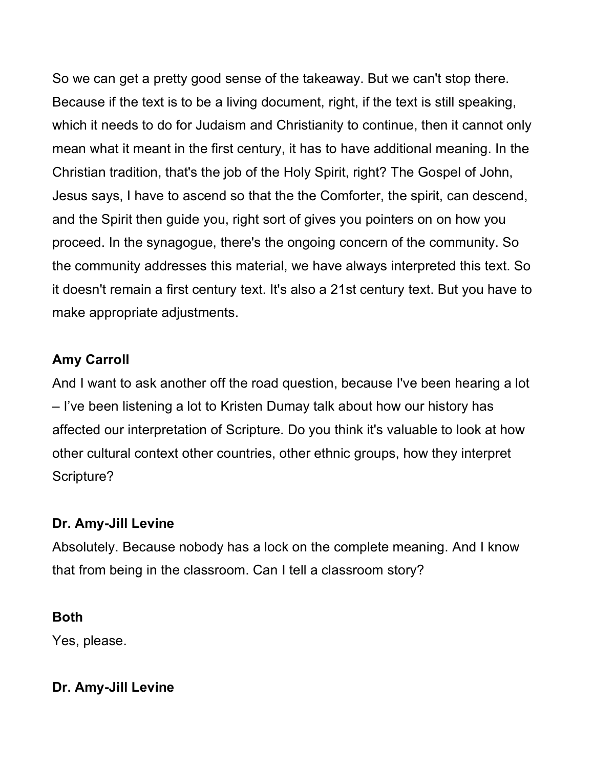So we can get a pretty good sense of the takeaway. But we can't stop there. Because if the text is to be a living document, right, if the text is still speaking, which it needs to do for Judaism and Christianity to continue, then it cannot only mean what it meant in the first century, it has to have additional meaning. In the Christian tradition, that's the job of the Holy Spirit, right? The Gospel of John, Jesus says, I have to ascend so that the the Comforter, the spirit, can descend, and the Spirit then guide you, right sort of gives you pointers on on how you proceed. In the synagogue, there's the ongoing concern of the community. So the community addresses this material, we have always interpreted this text. So it doesn't remain a first century text. It's also a 21st century text. But you have to make appropriate adjustments.

**Amy Carroll**
And I want to ask another off the road question, because I've been hearing a lot – I've been listening a lot to Kristen Dumay talk about how our history has affected our interpretation of Scripture. Do you think it's valuable to look at how other cultural context other countries, other ethnic groups, how they interpret Scripture?

**Dr. Amy-Jill Levine**
Absolutely. Because nobody has a lock on the complete meaning. And I know that from being in the classroom. Can I tell a classroom story?

**Both**
Yes, please.

**Dr. Amy-Jill Levine**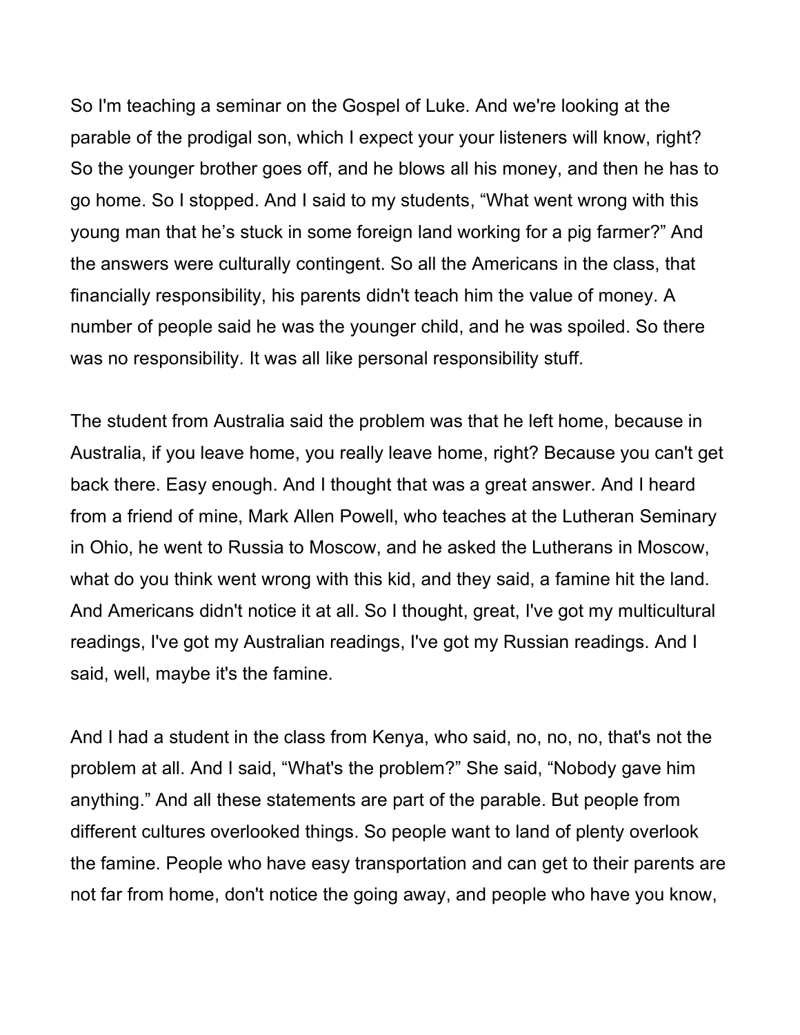So I'm teaching a seminar on the Gospel of Luke. And we're looking at the parable of the prodigal son, which I expect your your listeners will know, right? So the younger brother goes off, and he blows all his money, and then he has to go home. So I stopped. And I said to my students, “What went wrong with this young man that he’s stuck in some foreign land working for a pig farmer?” And the answers were culturally contingent. So all the Americans in the class, that financially responsibility, his parents didn't teach him the value of money. A number of people said he was the younger child, and he was spoiled. So there was no responsibility. It was all like personal responsibility stuff.

The student from Australia said the problem was that he left home, because in Australia, if you leave home, you really leave home, right? Because you can't get back there. Easy enough. And I thought that was a great answer. And I heard from a friend of mine, Mark Allen Powell, who teaches at the Lutheran Seminary in Ohio, he went to Russia to Moscow, and he asked the Lutherans in Moscow, what do you think went wrong with this kid, and they said, a famine hit the land. And Americans didn't notice it at all. So I thought, great, I've got my multicultural readings, I've got my Australian readings, I've got my Russian readings. And I said, well, maybe it's the famine.

And I had a student in the class from Kenya, who said, no, no, no, that's not the problem at all. And I said, “What's the problem?” She said, “Nobody gave him anything.” And all these statements are part of the parable. But people from different cultures overlooked things. So people want to land of plenty overlook the famine. People who have easy transportation and can get to their parents are not far from home, don't notice the going away, and people who have you know,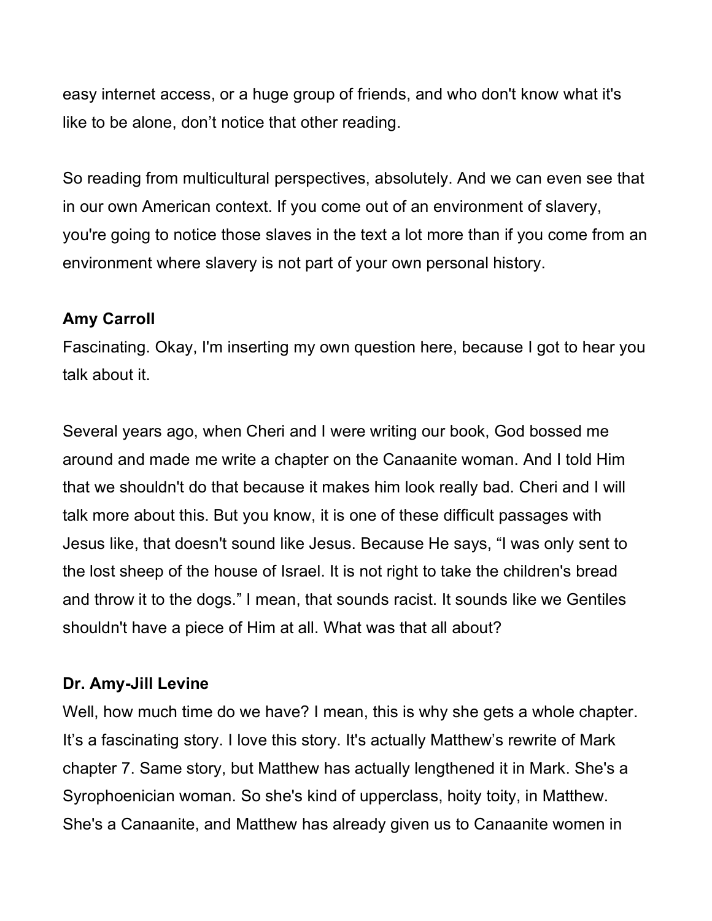easy internet access, or a huge group of friends, and who don't know what it's like to be alone, don’t notice that other reading.

So reading from multicultural perspectives, absolutely. And we can even see that in our own American context. If you come out of an environment of slavery, you're going to notice those slaves in the text a lot more than if you come from an environment where slavery is not part of your own personal history.

**Amy Carroll**

Fascinating. Okay, I'm inserting my own question here, because I got to hear you talk about it.

Several years ago, when Cheri and I were writing our book, God bossed me around and made me write a chapter on the Canaanite woman. And I told Him that we shouldn't do that because it makes him look really bad. Cheri and I will talk more about this. But you know, it is one of these difficult passages with Jesus like, that doesn't sound like Jesus. Because He says, “I was only sent to the lost sheep of the house of Israel. It is not right to take the children's bread and throw it to the dogs.” I mean, that sounds racist. It sounds like we Gentiles shouldn't have a piece of Him at all. What was that all about?

**Dr. Amy-Jill Levine**

Well, how much time do we have? I mean, this is why she gets a whole chapter. It’s a fascinating story. I love this story. It's actually Matthew’s rewrite of Mark chapter 7. Same story, but Matthew has actually lengthened it in Mark. She's a Syrophoenician woman. So she's kind of upperclass, hoity toity, in Matthew. She's a Canaanite, and Matthew has already given us to Canaanite women in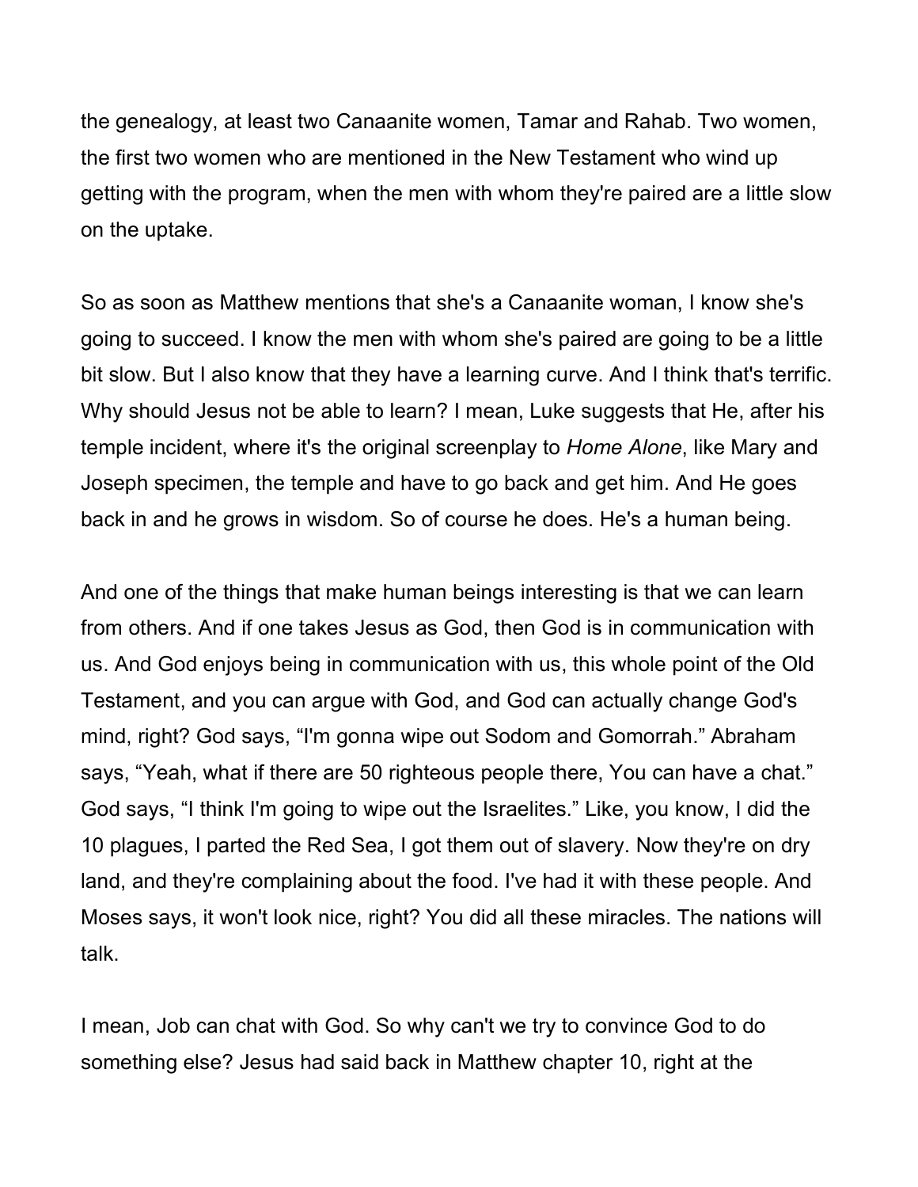the genealogy, at least two Canaanite women, Tamar and Rahab. Two women, the first two women who are mentioned in the New Testament who wind up getting with the program, when the men with whom they're paired are a little slow on the uptake.

So as soon as Matthew mentions that she's a Canaanite woman, I know she's going to succeed. I know the men with whom she's paired are going to be a little bit slow. But I also know that they have a learning curve. And I think that's terrific. Why should Jesus not be able to learn? I mean, Luke suggests that He, after his temple incident, where it's the original screenplay to *Home Alone*, like Mary and Joseph specimen, the temple and have to go back and get him. And He goes back in and he grows in wisdom. So of course he does. He's a human being.

And one of the things that make human beings interesting is that we can learn from others. And if one takes Jesus as God, then God is in communication with us. And God enjoys being in communication with us, this whole point of the Old Testament, and you can argue with God, and God can actually change God's mind, right? God says, “I'm gonna wipe out Sodom and Gomorrah.” Abraham says, “Yeah, what if there are 50 righteous people there, You can have a chat.” God says, “I think I'm going to wipe out the Israelites.” Like, you know, I did the 10 plagues, I parted the Red Sea, I got them out of slavery. Now they're on dry land, and they're complaining about the food. I've had it with these people. And Moses says, it won't look nice, right? You did all these miracles. The nations will talk.

I mean, Job can chat with God. So why can't we try to convince God to do something else? Jesus had said back in Matthew chapter 10, right at the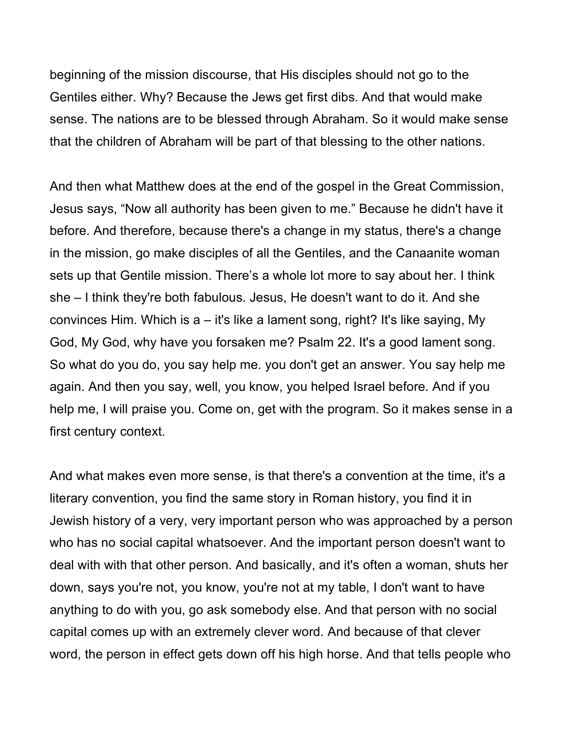beginning of the mission discourse, that His disciples should not go to the Gentiles either. Why? Because the Jews get first dibs. And that would make sense. The nations are to be blessed through Abraham. So it would make sense that the children of Abraham will be part of that blessing to the other nations.

And then what Matthew does at the end of the gospel in the Great Commission, Jesus says, "Now all authority has been given to me." Because he didn't have it before. And therefore, because there's a change in my status, there's a change in the mission, go make disciples of all the Gentiles, and the Canaanite woman sets up that Gentile mission. There's a whole lot more to say about her. I think she – I think they're both fabulous. Jesus, He doesn't want to do it. And she convinces Him. Which is a – it's like a lament song, right? It's like saying, My God, My God, why have you forsaken me? Psalm 22. It's a good lament song. So what do you do, you say help me. you don't get an answer. You say help me again. And then you say, well, you know, you helped Israel before. And if you help me, I will praise you. Come on, get with the program. So it makes sense in a first century context.

And what makes even more sense, is that there's a convention at the time, it's a literary convention, you find the same story in Roman history, you find it in Jewish history of a very, very important person who was approached by a person who has no social capital whatsoever. And the important person doesn't want to deal with with that other person. And basically, and it's often a woman, shuts her down, says you're not, you know, you're not at my table, I don't want to have anything to do with you, go ask somebody else. And that person with no social capital comes up with an extremely clever word. And because of that clever word, the person in effect gets down off his high horse. And that tells people who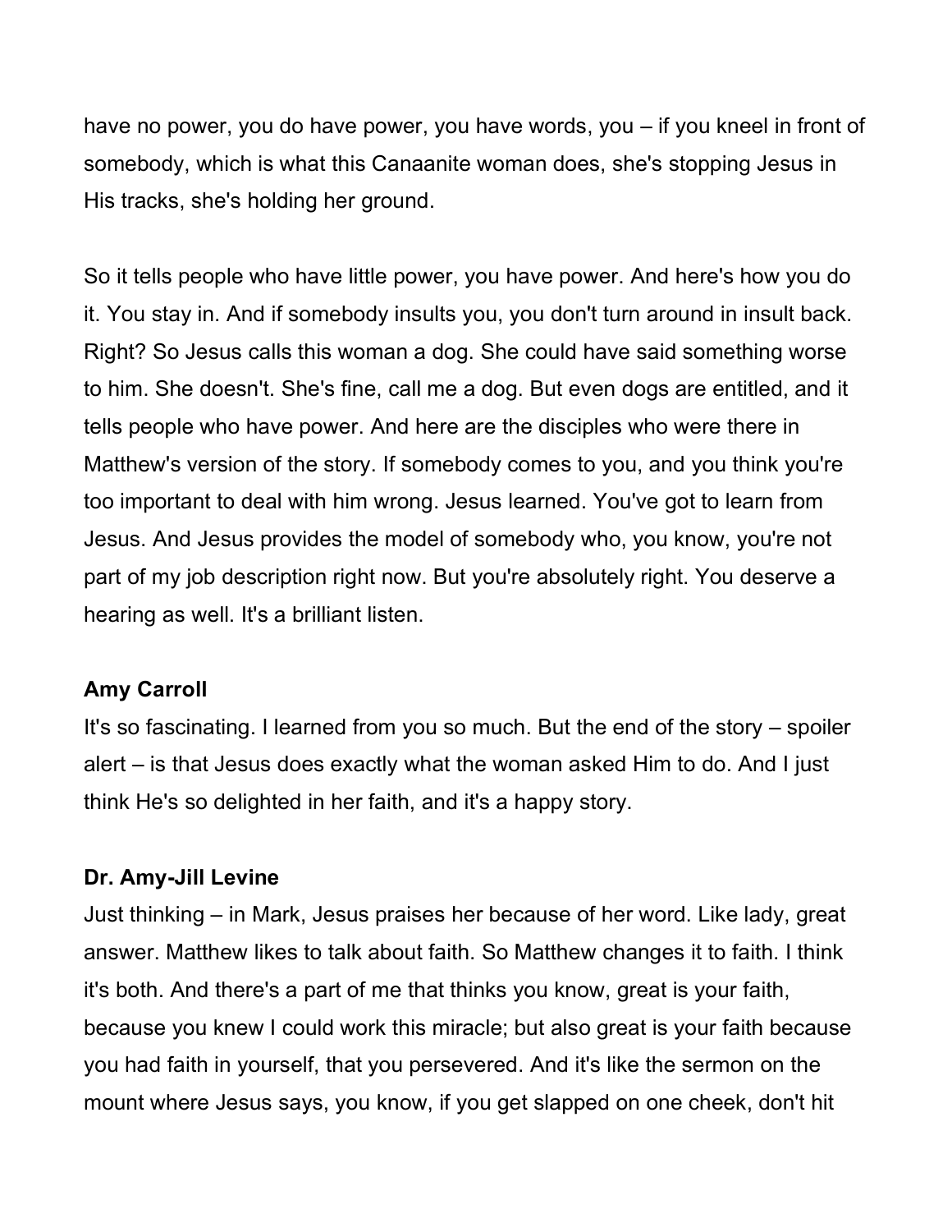have no power, you do have power, you have words, you – if you kneel in front of somebody, which is what this Canaanite woman does, she's stopping Jesus in His tracks, she's holding her ground.

So it tells people who have little power, you have power. And here's how you do it. You stay in. And if somebody insults you, you don't turn around in insult back. Right? So Jesus calls this woman a dog. She could have said something worse to him. She doesn't. She's fine, call me a dog. But even dogs are entitled, and it tells people who have power. And here are the disciples who were there in Matthew's version of the story. If somebody comes to you, and you think you're too important to deal with him wrong. Jesus learned. You've got to learn from Jesus. And Jesus provides the model of somebody who, you know, you're not part of my job description right now. But you're absolutely right. You deserve a hearing as well. It's a brilliant listen.

**Amy Carroll**
It's so fascinating. I learned from you so much. But the end of the story – spoiler alert – is that Jesus does exactly what the woman asked Him to do. And I just think He's so delighted in her faith, and it's a happy story.

**Dr. Amy-Jill Levine**
Just thinking – in Mark, Jesus praises her because of her word. Like lady, great answer. Matthew likes to talk about faith. So Matthew changes it to faith. I think it's both. And there's a part of me that thinks you know, great is your faith, because you knew I could work this miracle; but also great is your faith because you had faith in yourself, that you persevered. And it's like the sermon on the mount where Jesus says, you know, if you get slapped on one cheek, don't hit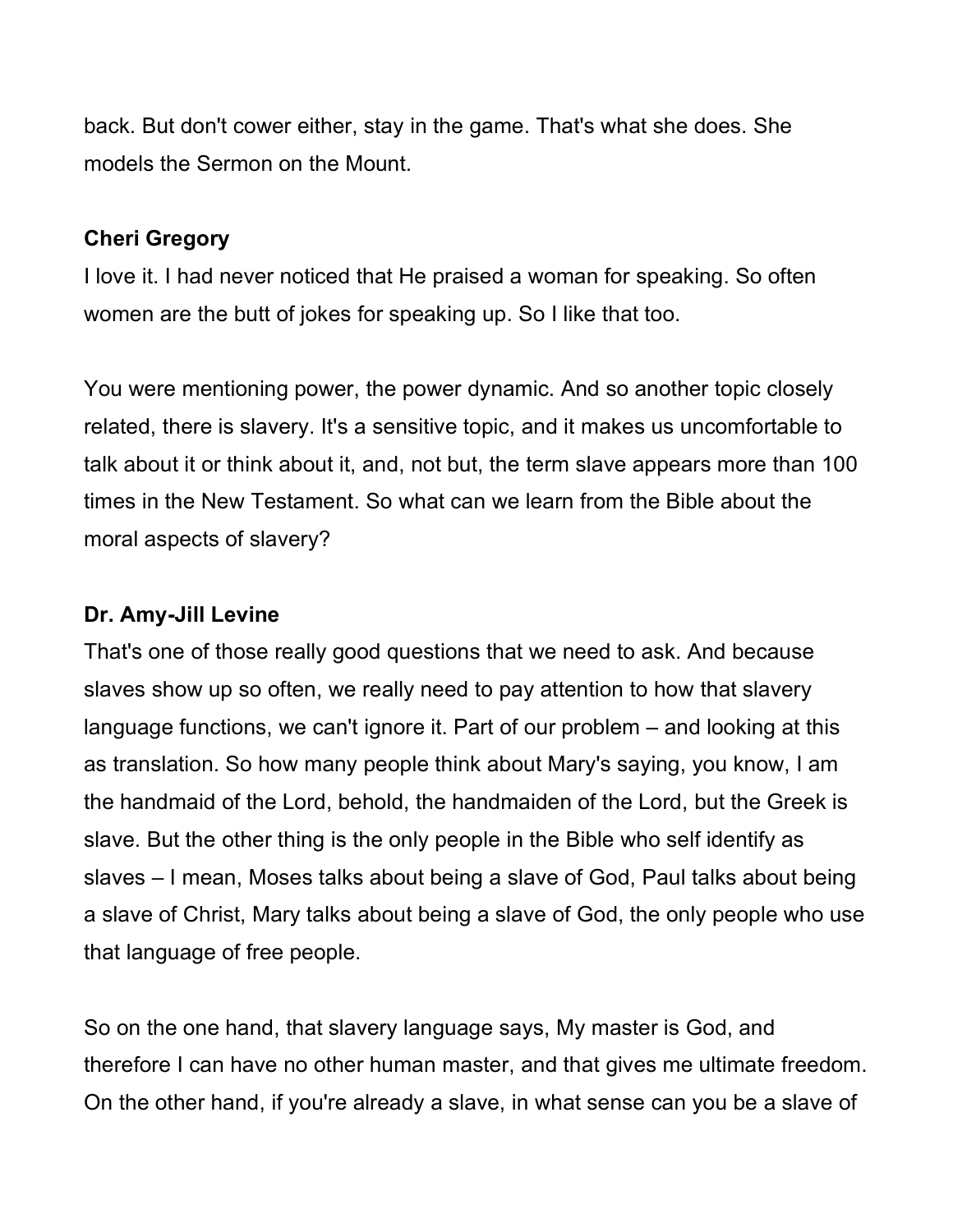back. But don't cower either, stay in the game. That's what she does. She models the Sermon on the Mount.

**Cheri Gregory**

I love it. I had never noticed that He praised a woman for speaking. So often women are the butt of jokes for speaking up. So I like that too.

You were mentioning power, the power dynamic. And so another topic closely related, there is slavery. It's a sensitive topic, and it makes us uncomfortable to talk about it or think about it, and, not but, the term slave appears more than 100 times in the New Testament. So what can we learn from the Bible about the moral aspects of slavery?

**Dr. Amy-Jill Levine**

That's one of those really good questions that we need to ask. And because slaves show up so often, we really need to pay attention to how that slavery language functions, we can't ignore it. Part of our problem – and looking at this as translation. So how many people think about Mary's saying, you know, I am the handmaid of the Lord, behold, the handmaiden of the Lord, but the Greek is slave. But the other thing is the only people in the Bible who self identify as slaves – I mean, Moses talks about being a slave of God, Paul talks about being a slave of Christ, Mary talks about being a slave of God, the only people who use that language of free people.

So on the one hand, that slavery language says, My master is God, and therefore I can have no other human master, and that gives me ultimate freedom. On the other hand, if you're already a slave, in what sense can you be a slave of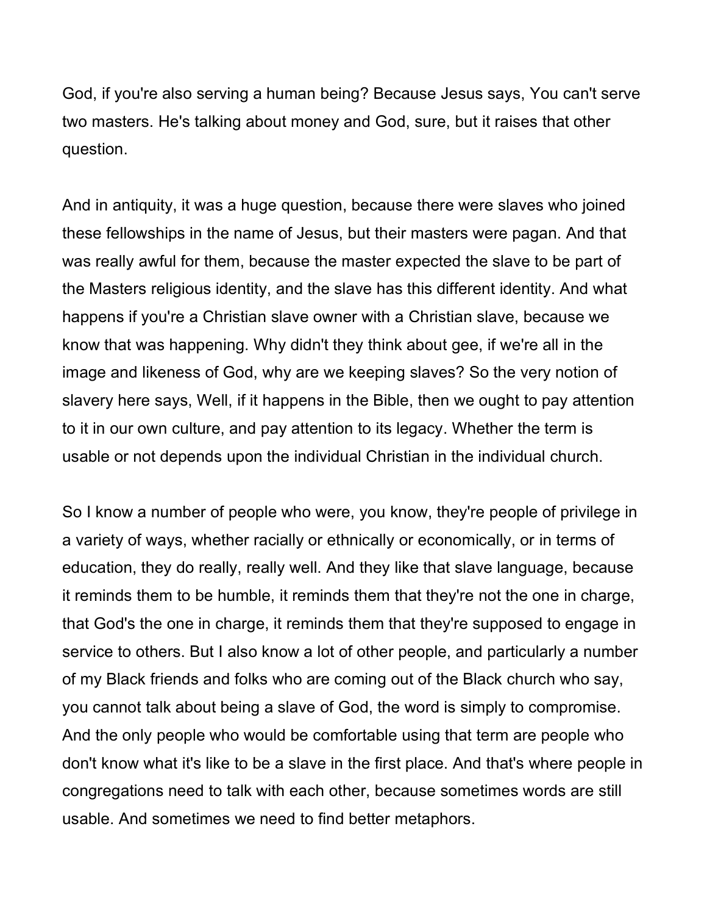God, if you're also serving a human being? Because Jesus says, You can't serve two masters. He's talking about money and God, sure, but it raises that other question.

And in antiquity, it was a huge question, because there were slaves who joined these fellowships in the name of Jesus, but their masters were pagan. And that was really awful for them, because the master expected the slave to be part of the Masters religious identity, and the slave has this different identity. And what happens if you're a Christian slave owner with a Christian slave, because we know that was happening. Why didn't they think about gee, if we're all in the image and likeness of God, why are we keeping slaves? So the very notion of slavery here says, Well, if it happens in the Bible, then we ought to pay attention to it in our own culture, and pay attention to its legacy. Whether the term is usable or not depends upon the individual Christian in the individual church.

So I know a number of people who were, you know, they're people of privilege in a variety of ways, whether racially or ethnically or economically, or in terms of education, they do really, really well. And they like that slave language, because it reminds them to be humble, it reminds them that they're not the one in charge, that God's the one in charge, it reminds them that they're supposed to engage in service to others. But I also know a lot of other people, and particularly a number of my Black friends and folks who are coming out of the Black church who say, you cannot talk about being a slave of God, the word is simply to compromise. And the only people who would be comfortable using that term are people who don't know what it's like to be a slave in the first place. And that's where people in congregations need to talk with each other, because sometimes words are still usable. And sometimes we need to find better metaphors.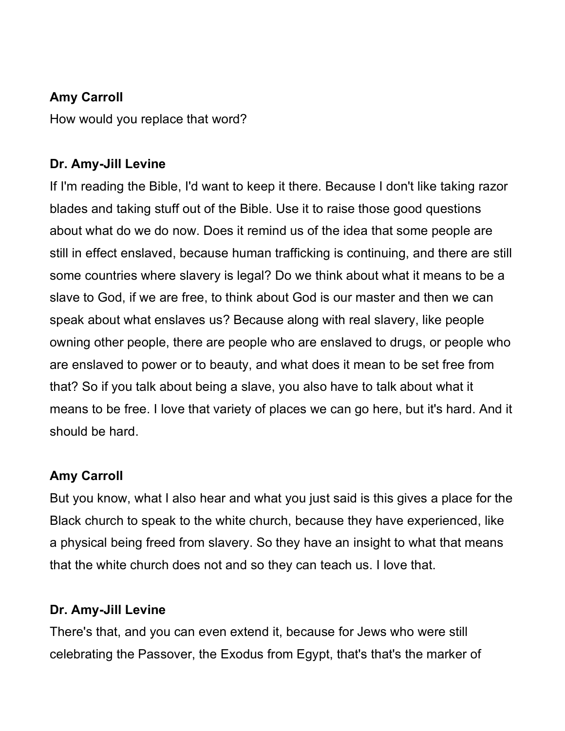**Amy Carroll**

How would you replace that word?

**Dr. Amy-Jill Levine**

If I'm reading the Bible, I'd want to keep it there. Because I don't like taking razor blades and taking stuff out of the Bible. Use it to raise those good questions about what do we do now. Does it remind us of the idea that some people are still in effect enslaved, because human trafficking is continuing, and there are still some countries where slavery is legal? Do we think about what it means to be a slave to God, if we are free, to think about God is our master and then we can speak about what enslaves us? Because along with real slavery, like people owning other people, there are people who are enslaved to drugs, or people who are enslaved to power or to beauty, and what does it mean to be set free from that? So if you talk about being a slave, you also have to talk about what it means to be free. I love that variety of places we can go here, but it's hard. And it should be hard.

**Amy Carroll**

But you know, what I also hear and what you just said is this gives a place for the Black church to speak to the white church, because they have experienced, like a physical being freed from slavery. So they have an insight to what that means that the white church does not and so they can teach us. I love that.

**Dr. Amy-Jill Levine**

There's that, and you can even extend it, because for Jews who were still celebrating the Passover, the Exodus from Egypt, that's that's the marker of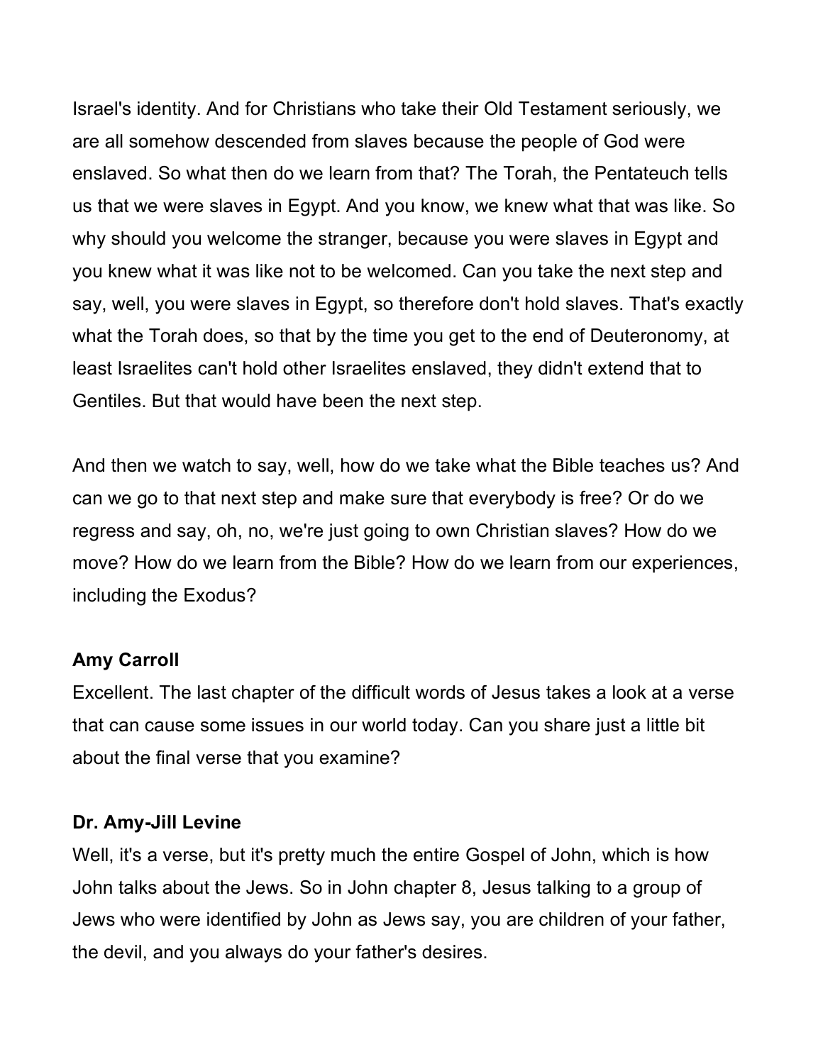Israel's identity. And for Christians who take their Old Testament seriously, we are all somehow descended from slaves because the people of God were enslaved. So what then do we learn from that? The Torah, the Pentateuch tells us that we were slaves in Egypt. And you know, we knew what that was like. So why should you welcome the stranger, because you were slaves in Egypt and you knew what it was like not to be welcomed. Can you take the next step and say, well, you were slaves in Egypt, so therefore don't hold slaves. That's exactly what the Torah does, so that by the time you get to the end of Deuteronomy, at least Israelites can't hold other Israelites enslaved, they didn't extend that to Gentiles. But that would have been the next step.

And then we watch to say, well, how do we take what the Bible teaches us? And can we go to that next step and make sure that everybody is free? Or do we regress and say, oh, no, we're just going to own Christian slaves? How do we move? How do we learn from the Bible? How do we learn from our experiences, including the Exodus?

**Amy Carroll**
Excellent. The last chapter of the difficult words of Jesus takes a look at a verse that can cause some issues in our world today. Can you share just a little bit about the final verse that you examine?

**Dr. Amy-Jill Levine**
Well, it's a verse, but it's pretty much the entire Gospel of John, which is how John talks about the Jews. So in John chapter 8, Jesus talking to a group of Jews who were identified by John as Jews say, you are children of your father, the devil, and you always do your father's desires.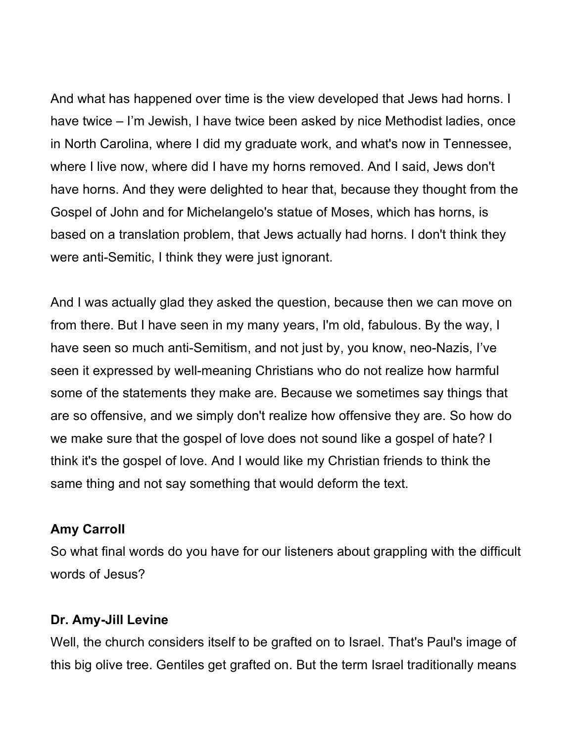And what has happened over time is the view developed that Jews had horns. I have twice – I'm Jewish, I have twice been asked by nice Methodist ladies, once in North Carolina, where I did my graduate work, and what's now in Tennessee, where I live now, where did I have my horns removed. And I said, Jews don't have horns. And they were delighted to hear that, because they thought from the Gospel of John and for Michelangelo's statue of Moses, which has horns, is based on a translation problem, that Jews actually had horns. I don't think they were anti-Semitic, I think they were just ignorant.

And I was actually glad they asked the question, because then we can move on from there. But I have seen in my many years, I'm old, fabulous. By the way, I have seen so much anti-Semitism, and not just by, you know, neo-Nazis, I've seen it expressed by well-meaning Christians who do not realize how harmful some of the statements they make are. Because we sometimes say things that are so offensive, and we simply don't realize how offensive they are. So how do we make sure that the gospel of love does not sound like a gospel of hate? I think it's the gospel of love. And I would like my Christian friends to think the same thing and not say something that would deform the text.

**Amy Carroll**
So what final words do you have for our listeners about grappling with the difficult words of Jesus?

**Dr. Amy-Jill Levine**
Well, the church considers itself to be grafted on to Israel. That's Paul's image of this big olive tree. Gentiles get grafted on. But the term Israel traditionally means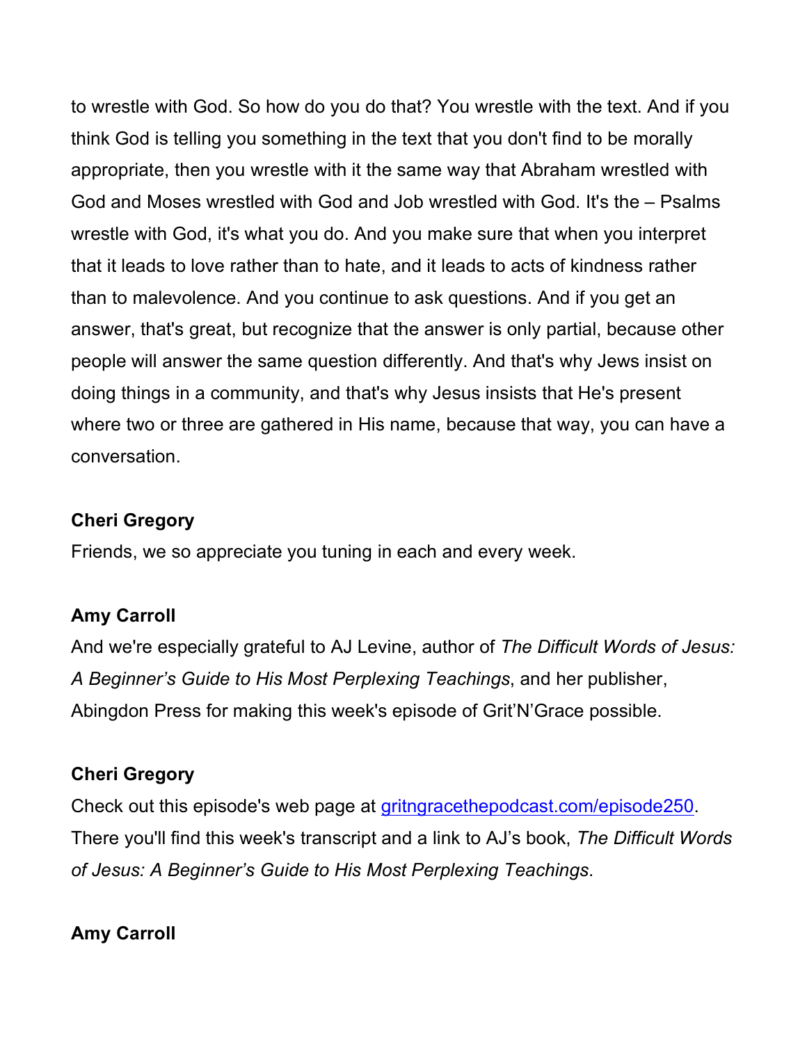to wrestle with God. So how do you do that? You wrestle with the text. And if you think God is telling you something in the text that you don't find to be morally appropriate, then you wrestle with it the same way that Abraham wrestled with God and Moses wrestled with God and Job wrestled with God. It's the – Psalms wrestle with God, it's what you do. And you make sure that when you interpret that it leads to love rather than to hate, and it leads to acts of kindness rather than to malevolence. And you continue to ask questions. And if you get an answer, that's great, but recognize that the answer is only partial, because other people will answer the same question differently. And that's why Jews insist on doing things in a community, and that's why Jesus insists that He's present where two or three are gathered in His name, because that way, you can have a conversation.

**Cheri Gregory**

Friends, we so appreciate you tuning in each and every week.

**Amy Carroll**

And we're especially grateful to AJ Levine, author of *The Difficult Words of Jesus: A Beginner's Guide to His Most Perplexing Teachings*, and her publisher, Abingdon Press for making this week's episode of Grit'N'Grace possible.

**Cheri Gregory**

Check out this episode's web page at gritngracethepodcast.com/episode250. There you'll find this week's transcript and a link to AJ's book, *The Difficult Words of Jesus: A Beginner's Guide to His Most Perplexing Teachings*.

**Amy Carroll**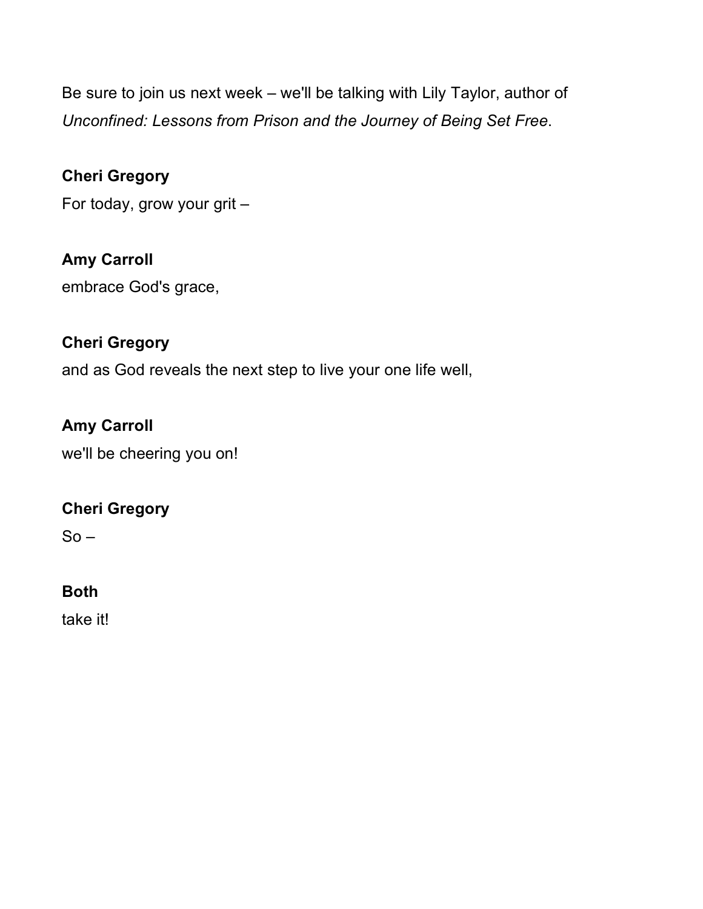Be sure to join us next week – we'll be talking with Lily Taylor, author of *Unconfined: Lessons from Prison and the Journey of Being Set Free*.

**Cheri Gregory**

For today, grow your grit –

**Amy Carroll**

embrace God's grace,

**Cheri Gregory**

and as God reveals the next step to live your one life well,

**Amy Carroll**

we'll be cheering you on!

**Cheri Gregory**

So –

**Both**

take it!